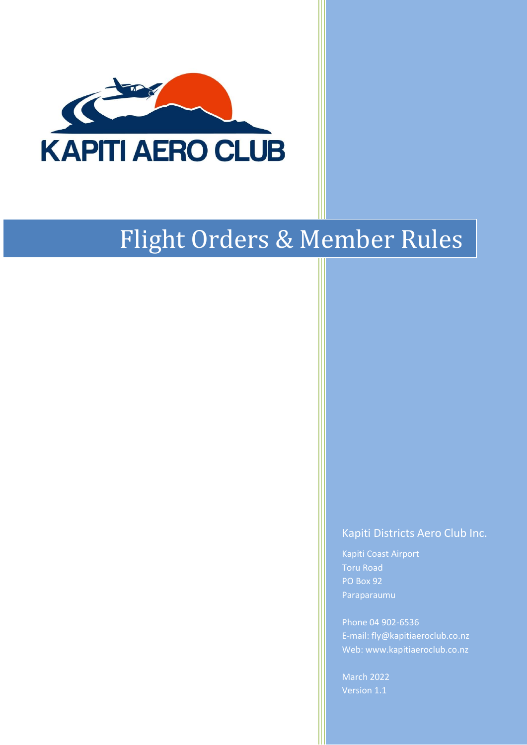KAPITI AERO CLUB

# Flight Orders & Member Rules

Kapiti Districts Aero Club Inc.

Kapiti Coast Airport
Toru Road
PO Box 92
Paraparaumu

Phone 04 902-6536
E-mail: fly@kapitiaeroclub.co.nz
Web: www.kapitiaeroclub.co.nz

March 2022
Version 1.1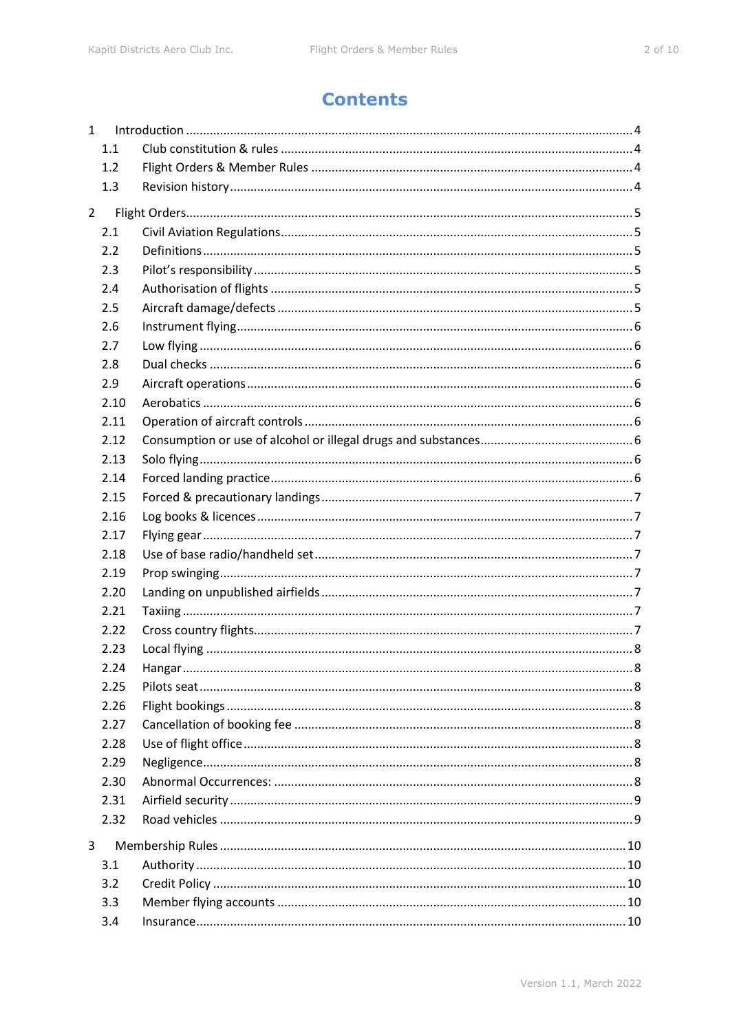# Contents

| | | |
|---|---|---|
| 1 | Introduction | 4 |
| 1.1 | Club constitution & rules | 4 |
| 1.2 | Flight Orders & Member Rules | 4 |
| 1.3 | Revision history | 4 |
| 2 | Flight Orders | 5 |
| 2.1 | Civil Aviation Regulations | 5 |
| 2.2 | Definitions | 5 |
| 2.3 | Pilot's responsibility | 5 |
| 2.4 | Authorisation of flights | 5 |
| 2.5 | Aircraft damage/defects | 5 |
| 2.6 | Instrument flying | 6 |
| 2.7 | Low flying | 6 |
| 2.8 | Dual checks | 6 |
| 2.9 | Aircraft operations | 6 |
| 2.10 | Aerobatics | 6 |
| 2.11 | Operation of aircraft controls | 6 |
| 2.12 | Consumption or use of alcohol or illegal drugs and substances | 6 |
| 2.13 | Solo flying | 6 |
| 2.14 | Forced landing practice | 6 |
| 2.15 | Forced & precautionary landings | 7 |
| 2.16 | Log books & licences | 7 |
| 2.17 | Flying gear | 7 |
| 2.18 | Use of base radio/handheld set | 7 |
| 2.19 | Prop swinging | 7 |
| 2.20 | Landing on unpublished airfields | 7 |
| 2.21 | Taxiing | 7 |
| 2.22 | Cross country flights | 7 |
| 2.23 | Local flying | 8 |
| 2.24 | Hangar | 8 |
| 2.25 | Pilots seat | 8 |
| 2.26 | Flight bookings | 8 |
| 2.27 | Cancellation of booking fee | 8 |
| 2.28 | Use of flight office | 8 |
| 2.29 | Negligence | 8 |
| 2.30 | Abnormal Occurrences: | 8 |
| 2.31 | Airfield security | 9 |
| 2.32 | Road vehicles | 9 |
| 3 | Membership Rules | 10 |
| 3.1 | Authority | 10 |
| 3.2 | Credit Policy | 10 |
| 3.3 | Member flying accounts | 10 |
| 3.4 | Insurance | 10 |

Version 1.1, March 2022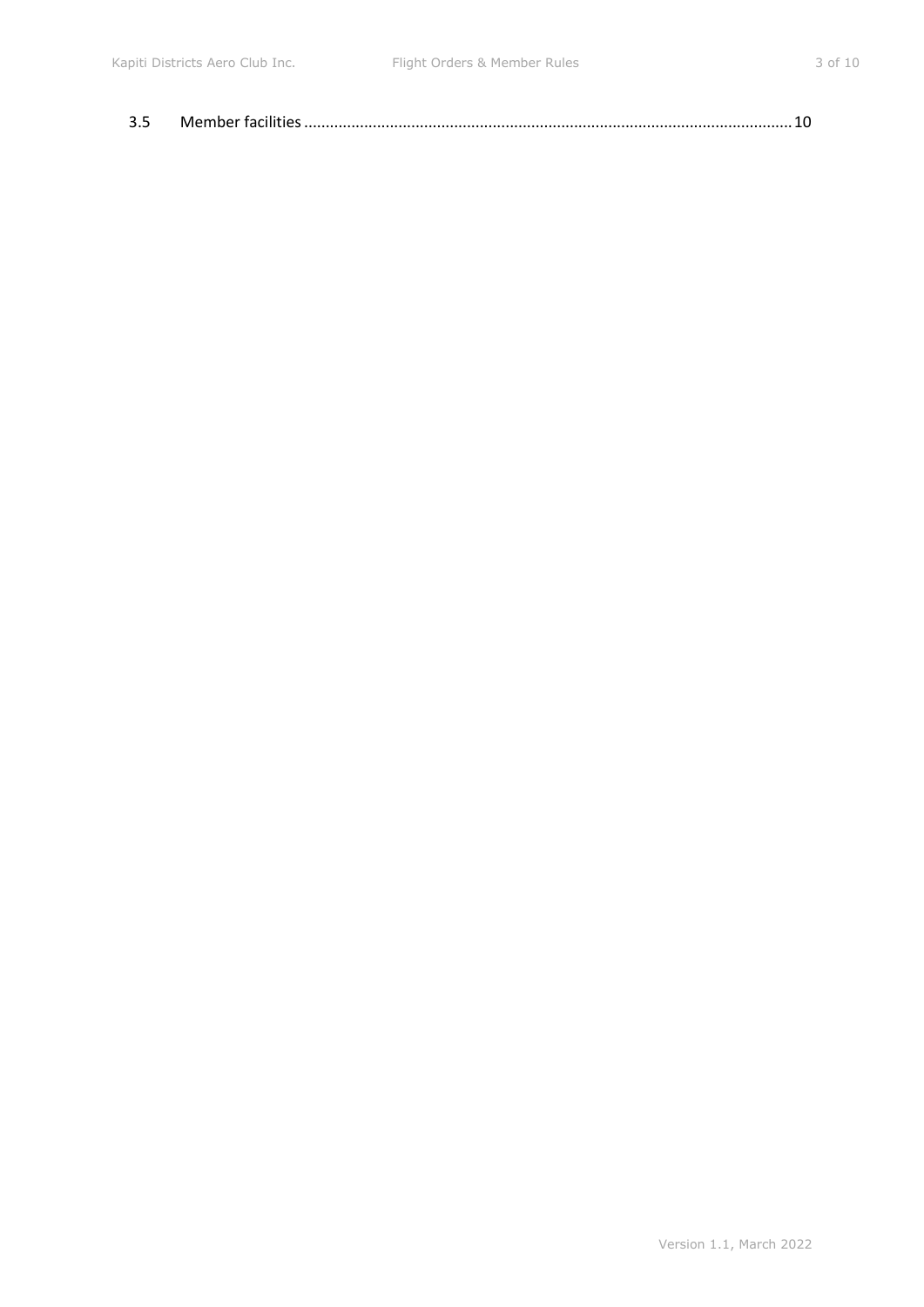3.5 Member facilities ................................................................................................................ 10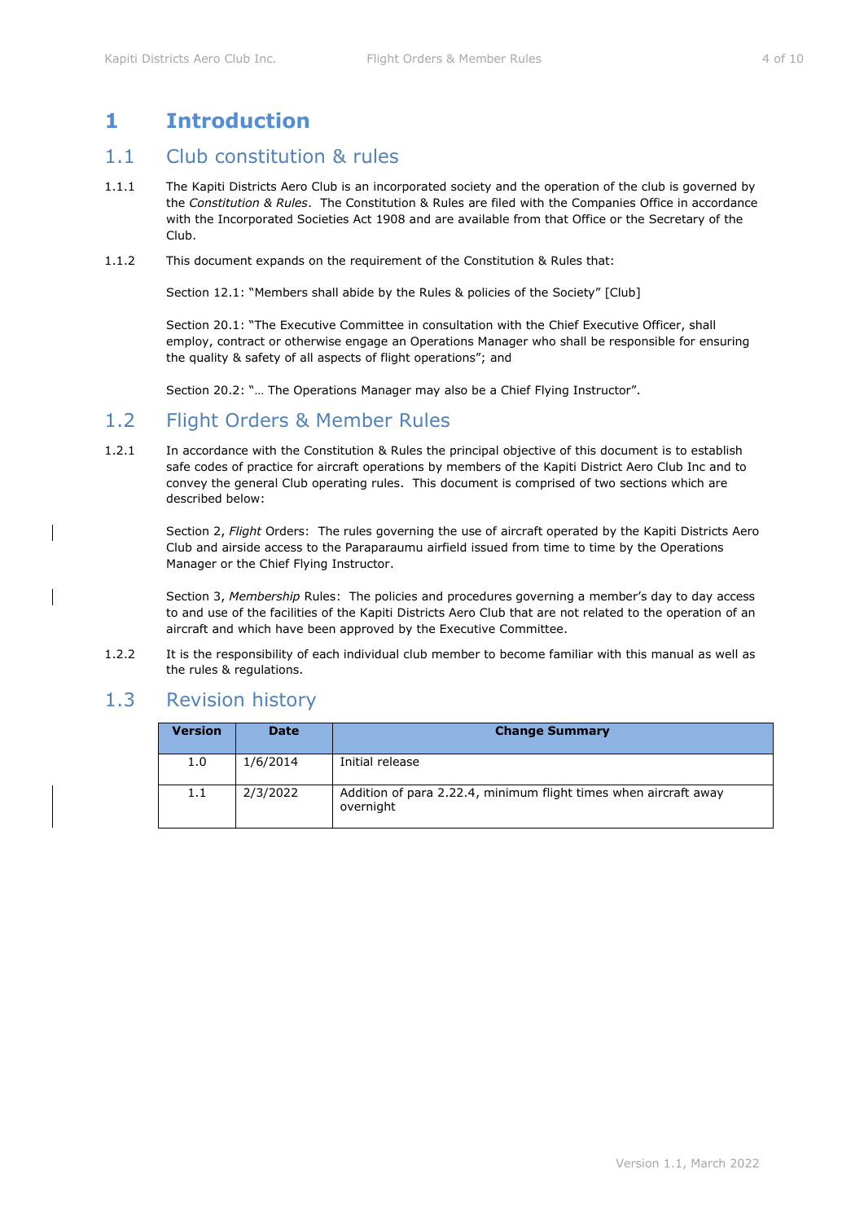# 1 Introduction

## 1.1 Club constitution & rules

1.1.1 The Kapiti Districts Aero Club is an incorporated society and the operation of the club is governed by the *Constitution & Rules*. The Constitution & Rules are filed with the Companies Office in accordance with the Incorporated Societies Act 1908 and are available from that Office or the Secretary of the Club.

1.1.2 This document expands on the requirement of the Constitution & Rules that:

Section 12.1: "Members shall abide by the Rules & policies of the Society" [Club]

Section 20.1: "The Executive Committee in consultation with the Chief Executive Officer, shall employ, contract or otherwise engage an Operations Manager who shall be responsible for ensuring the quality & safety of all aspects of flight operations"; and

Section 20.2: "… The Operations Manager may also be a Chief Flying Instructor".

## 1.2 Flight Orders & Member Rules

1.2.1 In accordance with the Constitution & Rules the principal objective of this document is to establish safe codes of practice for aircraft operations by members of the Kapiti District Aero Club Inc and to convey the general Club operating rules. This document is comprised of two sections which are described below:

Section 2, *Flight* Orders: The rules governing the use of aircraft operated by the Kapiti Districts Aero Club and airside access to the Paraparaumu airfield issued from time to time by the Operations Manager or the Chief Flying Instructor.

Section 3, *Membership* Rules: The policies and procedures governing a member's day to day access to and use of the facilities of the Kapiti Districts Aero Club that are not related to the operation of an aircraft and which have been approved by the Executive Committee.

1.2.2 It is the responsibility of each individual club member to become familiar with this manual as well as the rules & regulations.

## 1.3 Revision history

| Version | Date | Change Summary |
|---|---|---|
| 1.0 | 1/6/2014 | Initial release |
| 1.1 | 2/3/2022 | Addition of para 2.22.4, minimum flight times when aircraft away overnight |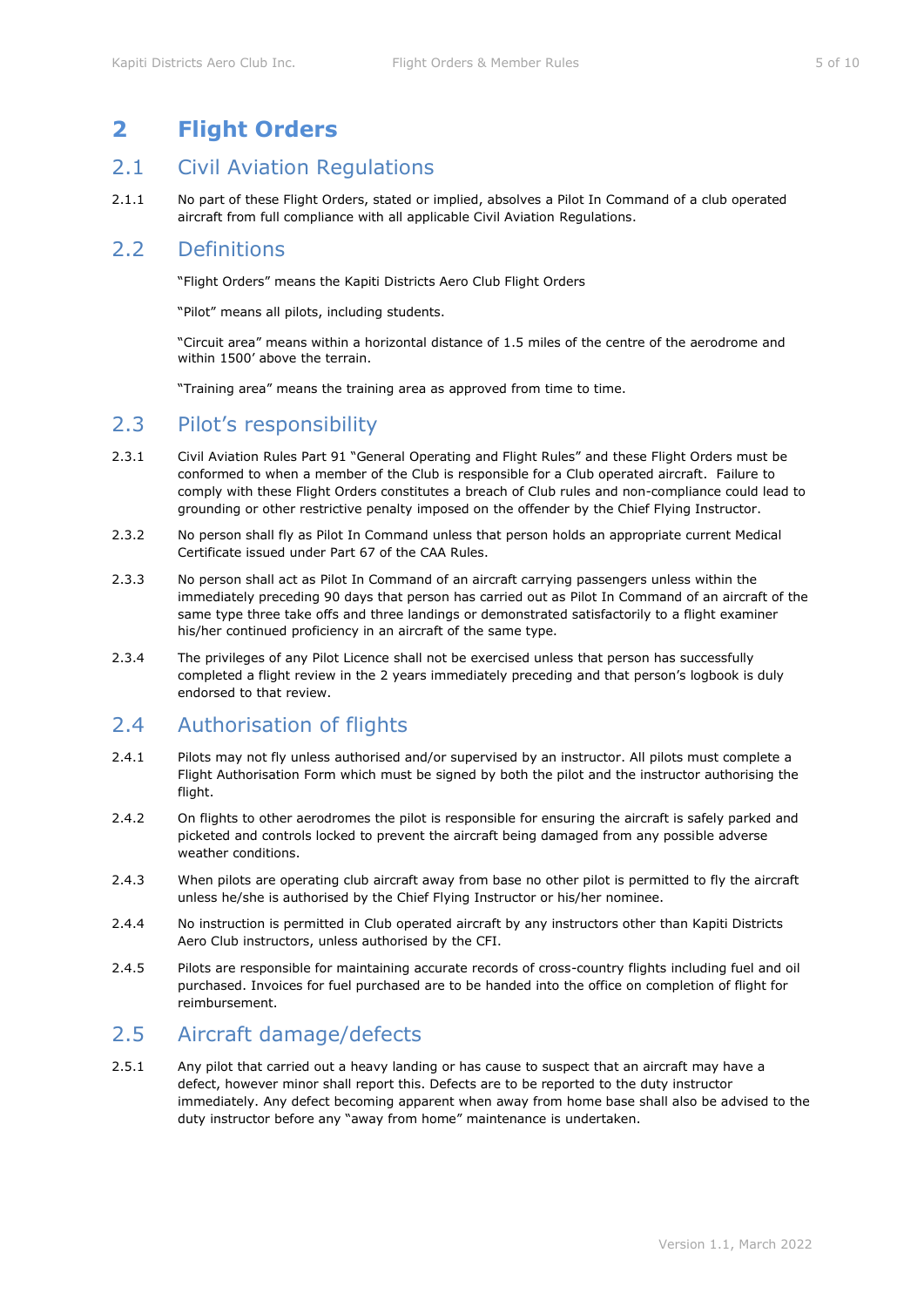# 2 Flight Orders

## 2.1 Civil Aviation Regulations

2.1.1 No part of these Flight Orders, stated or implied, absolves a Pilot In Command of a club operated aircraft from full compliance with all applicable Civil Aviation Regulations.

## 2.2 Definitions

"Flight Orders" means the Kapiti Districts Aero Club Flight Orders

"Pilot" means all pilots, including students.

"Circuit area" means within a horizontal distance of 1.5 miles of the centre of the aerodrome and within 1500' above the terrain.

"Training area" means the training area as approved from time to time.

## 2.3 Pilot's responsibility

2.3.1 Civil Aviation Rules Part 91 "General Operating and Flight Rules" and these Flight Orders must be conformed to when a member of the Club is responsible for a Club operated aircraft. Failure to comply with these Flight Orders constitutes a breach of Club rules and non-compliance could lead to grounding or other restrictive penalty imposed on the offender by the Chief Flying Instructor.

2.3.2 No person shall fly as Pilot In Command unless that person holds an appropriate current Medical Certificate issued under Part 67 of the CAA Rules.

2.3.3 No person shall act as Pilot In Command of an aircraft carrying passengers unless within the immediately preceding 90 days that person has carried out as Pilot In Command of an aircraft of the same type three take offs and three landings or demonstrated satisfactorily to a flight examiner his/her continued proficiency in an aircraft of the same type.

2.3.4 The privileges of any Pilot Licence shall not be exercised unless that person has successfully completed a flight review in the 2 years immediately preceding and that person's logbook is duly endorsed to that review.

## 2.4 Authorisation of flights

2.4.1 Pilots may not fly unless authorised and/or supervised by an instructor. All pilots must complete a Flight Authorisation Form which must be signed by both the pilot and the instructor authorising the flight.

2.4.2 On flights to other aerodromes the pilot is responsible for ensuring the aircraft is safely parked and picketed and controls locked to prevent the aircraft being damaged from any possible adverse weather conditions.

2.4.3 When pilots are operating club aircraft away from base no other pilot is permitted to fly the aircraft unless he/she is authorised by the Chief Flying Instructor or his/her nominee.

2.4.4 No instruction is permitted in Club operated aircraft by any instructors other than Kapiti Districts Aero Club instructors, unless authorised by the CFI.

2.4.5 Pilots are responsible for maintaining accurate records of cross-country flights including fuel and oil purchased. Invoices for fuel purchased are to be handed into the office on completion of flight for reimbursement.

## 2.5 Aircraft damage/defects

2.5.1 Any pilot that carried out a heavy landing or has cause to suspect that an aircraft may have a defect, however minor shall report this. Defects are to be reported to the duty instructor immediately. Any defect becoming apparent when away from home base shall also be advised to the duty instructor before any "away from home" maintenance is undertaken.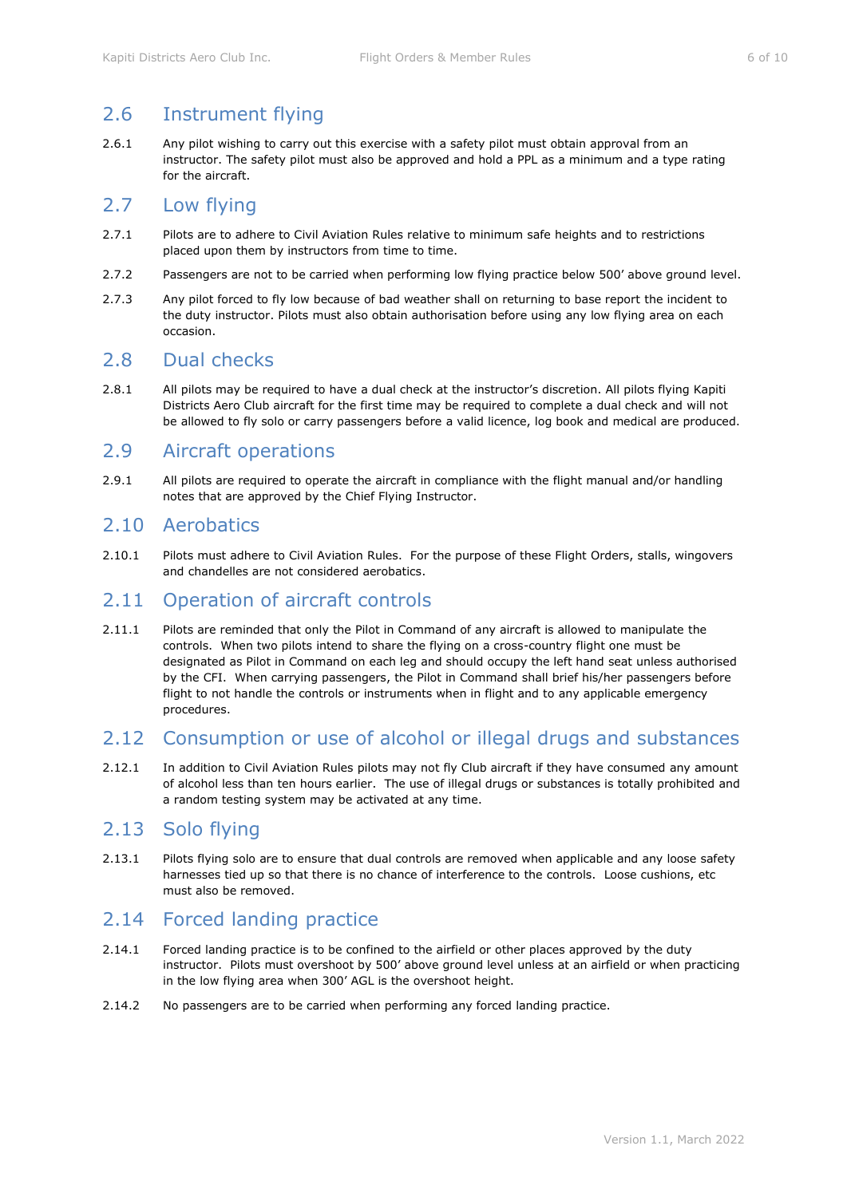## 2.6 Instrument flying

2.6.1 Any pilot wishing to carry out this exercise with a safety pilot must obtain approval from an instructor. The safety pilot must also be approved and hold a PPL as a minimum and a type rating for the aircraft.

## 2.7 Low flying

2.7.1 Pilots are to adhere to Civil Aviation Rules relative to minimum safe heights and to restrictions placed upon them by instructors from time to time.

2.7.2 Passengers are not to be carried when performing low flying practice below 500' above ground level.

2.7.3 Any pilot forced to fly low because of bad weather shall on returning to base report the incident to the duty instructor. Pilots must also obtain authorisation before using any low flying area on each occasion.

## 2.8 Dual checks

2.8.1 All pilots may be required to have a dual check at the instructor's discretion. All pilots flying Kapiti Districts Aero Club aircraft for the first time may be required to complete a dual check and will not be allowed to fly solo or carry passengers before a valid licence, log book and medical are produced.

## 2.9 Aircraft operations

2.9.1 All pilots are required to operate the aircraft in compliance with the flight manual and/or handling notes that are approved by the Chief Flying Instructor.

## 2.10 Aerobatics

2.10.1 Pilots must adhere to Civil Aviation Rules. For the purpose of these Flight Orders, stalls, wingovers and chandelles are not considered aerobatics.

## 2.11 Operation of aircraft controls

2.11.1 Pilots are reminded that only the Pilot in Command of any aircraft is allowed to manipulate the controls. When two pilots intend to share the flying on a cross-country flight one must be designated as Pilot in Command on each leg and should occupy the left hand seat unless authorised by the CFI. When carrying passengers, the Pilot in Command shall brief his/her passengers before flight to not handle the controls or instruments when in flight and to any applicable emergency procedures.

## 2.12 Consumption or use of alcohol or illegal drugs and substances

2.12.1 In addition to Civil Aviation Rules pilots may not fly Club aircraft if they have consumed any amount of alcohol less than ten hours earlier. The use of illegal drugs or substances is totally prohibited and a random testing system may be activated at any time.

## 2.13 Solo flying

2.13.1 Pilots flying solo are to ensure that dual controls are removed when applicable and any loose safety harnesses tied up so that there is no chance of interference to the controls. Loose cushions, etc must also be removed.

## 2.14 Forced landing practice

2.14.1 Forced landing practice is to be confined to the airfield or other places approved by the duty instructor. Pilots must overshoot by 500' above ground level unless at an airfield or when practicing in the low flying area when 300' AGL is the overshoot height.

2.14.2 No passengers are to be carried when performing any forced landing practice.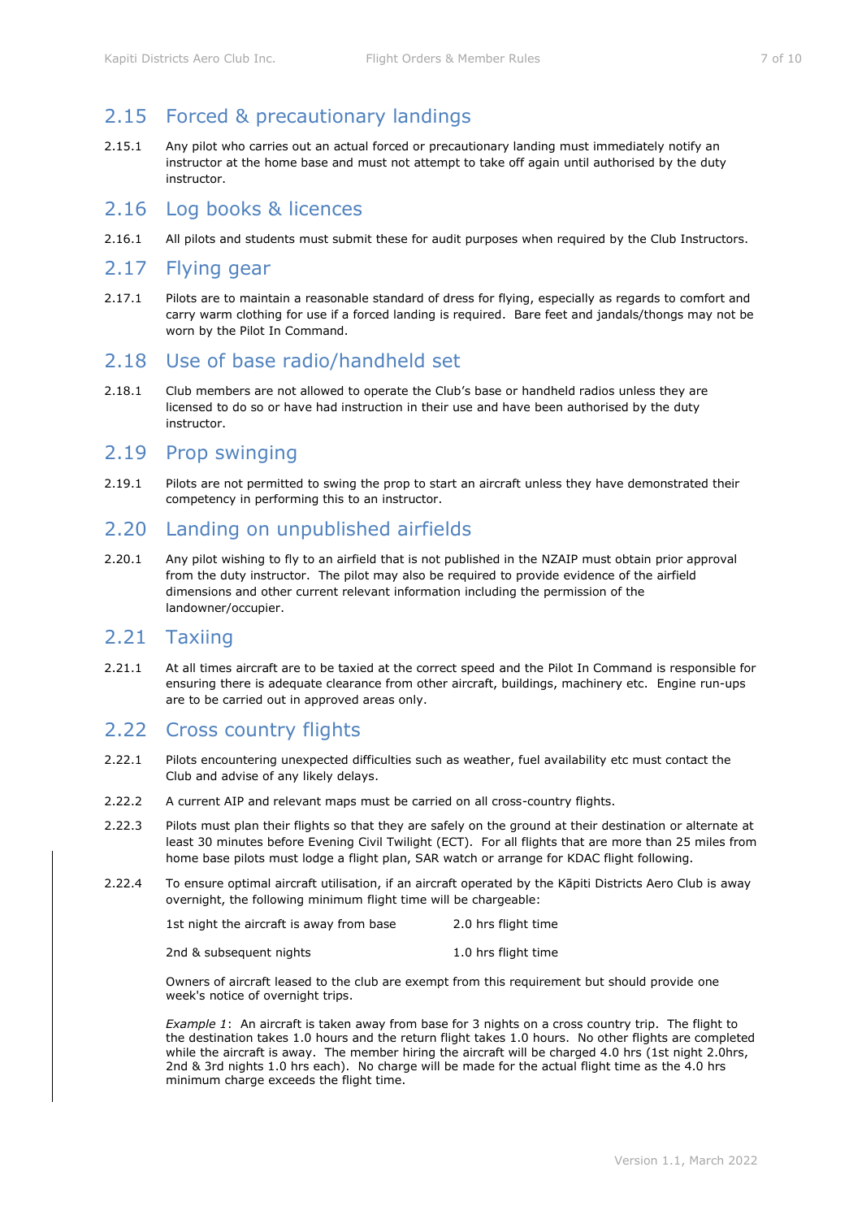## 2.15 Forced & precautionary landings

2.15.1 Any pilot who carries out an actual forced or precautionary landing must immediately notify an instructor at the home base and must not attempt to take off again until authorised by the duty instructor.

## 2.16 Log books & licences

2.16.1 All pilots and students must submit these for audit purposes when required by the Club Instructors.

## 2.17 Flying gear

2.17.1 Pilots are to maintain a reasonable standard of dress for flying, especially as regards to comfort and carry warm clothing for use if a forced landing is required. Bare feet and jandals/thongs may not be worn by the Pilot In Command.

## 2.18 Use of base radio/handheld set

2.18.1 Club members are not allowed to operate the Club's base or handheld radios unless they are licensed to do so or have had instruction in their use and have been authorised by the duty instructor.

## 2.19 Prop swinging

2.19.1 Pilots are not permitted to swing the prop to start an aircraft unless they have demonstrated their competency in performing this to an instructor.

## 2.20 Landing on unpublished airfields

2.20.1 Any pilot wishing to fly to an airfield that is not published in the NZAIP must obtain prior approval from the duty instructor. The pilot may also be required to provide evidence of the airfield dimensions and other current relevant information including the permission of the landowner/occupier.

## 2.21 Taxiing

2.21.1 At all times aircraft are to be taxied at the correct speed and the Pilot In Command is responsible for ensuring there is adequate clearance from other aircraft, buildings, machinery etc. Engine run-ups are to be carried out in approved areas only.

## 2.22 Cross country flights

2.22.1 Pilots encountering unexpected difficulties such as weather, fuel availability etc must contact the Club and advise of any likely delays.

2.22.2 A current AIP and relevant maps must be carried on all cross-country flights.

2.22.3 Pilots must plan their flights so that they are safely on the ground at their destination or alternate at least 30 minutes before Evening Civil Twilight (ECT). For all flights that are more than 25 miles from home base pilots must lodge a flight plan, SAR watch or arrange for KDAC flight following.

2.22.4 To ensure optimal aircraft utilisation, if an aircraft operated by the Kāpiti Districts Aero Club is away overnight, the following minimum flight time will be chargeable:

| | |
|---|---|
| 1st night the aircraft is away from base | 2.0 hrs flight time |
| 2nd & subsequent nights | 1.0 hrs flight time |

Owners of aircraft leased to the club are exempt from this requirement but should provide one week's notice of overnight trips.

*Example 1*: An aircraft is taken away from base for 3 nights on a cross country trip. The flight to the destination takes 1.0 hours and the return flight takes 1.0 hours. No other flights are completed while the aircraft is away. The member hiring the aircraft will be charged 4.0 hrs (1st night 2.0hrs, 2nd & 3rd nights 1.0 hrs each). No charge will be made for the actual flight time as the 4.0 hrs minimum charge exceeds the flight time.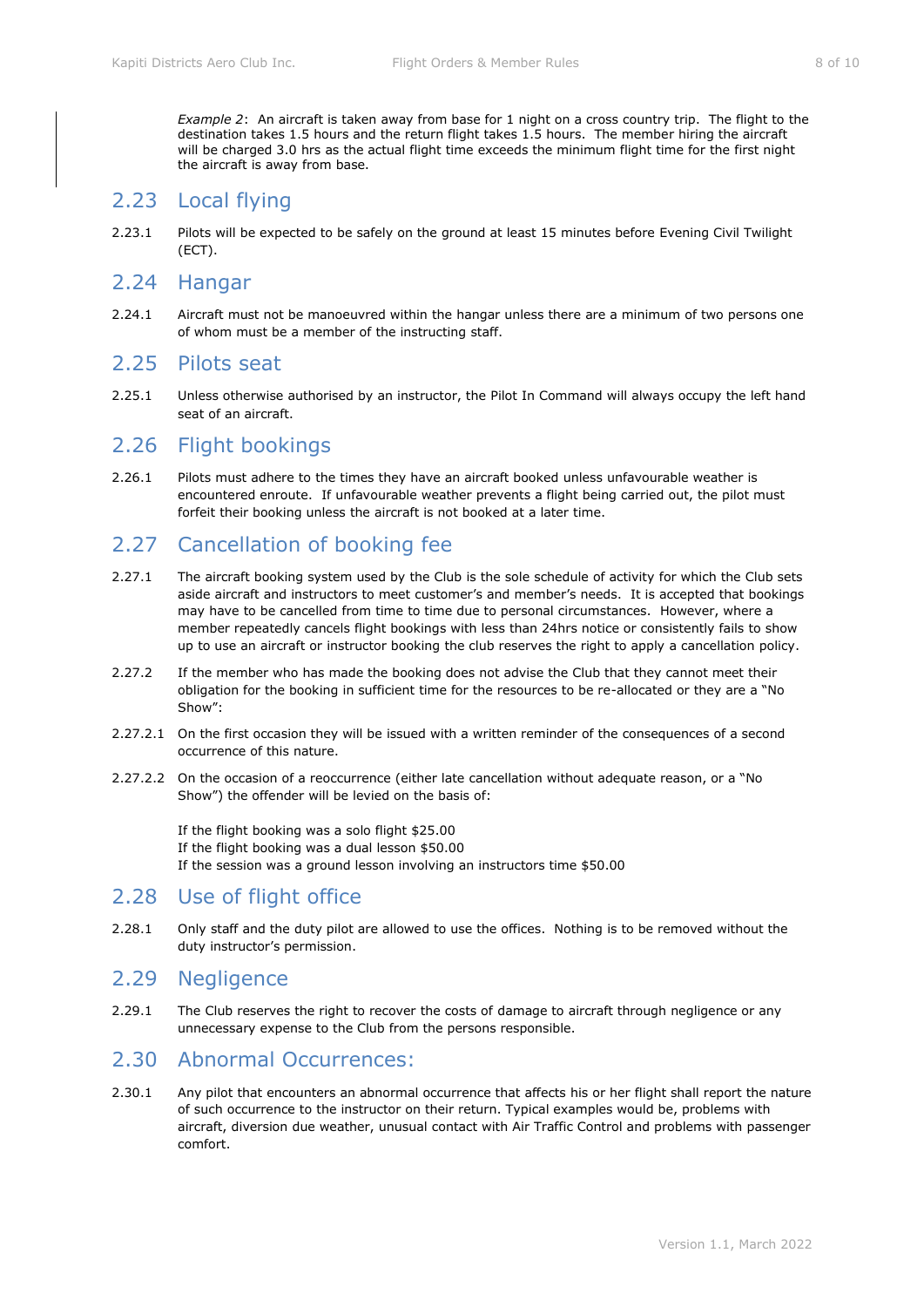*Example 2*: An aircraft is taken away from base for 1 night on a cross country trip. The flight to the destination takes 1.5 hours and the return flight takes 1.5 hours. The member hiring the aircraft will be charged 3.0 hrs as the actual flight time exceeds the minimum flight time for the first night the aircraft is away from base.

## 2.23 Local flying

2.23.1 Pilots will be expected to be safely on the ground at least 15 minutes before Evening Civil Twilight (ECT).

## 2.24 Hangar

2.24.1 Aircraft must not be manoeuvred within the hangar unless there are a minimum of two persons one of whom must be a member of the instructing staff.

## 2.25 Pilots seat

2.25.1 Unless otherwise authorised by an instructor, the Pilot In Command will always occupy the left hand seat of an aircraft.

## 2.26 Flight bookings

2.26.1 Pilots must adhere to the times they have an aircraft booked unless unfavourable weather is encountered enroute. If unfavourable weather prevents a flight being carried out, the pilot must forfeit their booking unless the aircraft is not booked at a later time.

## 2.27 Cancellation of booking fee

2.27.1 The aircraft booking system used by the Club is the sole schedule of activity for which the Club sets aside aircraft and instructors to meet customer's and member's needs. It is accepted that bookings may have to be cancelled from time to time due to personal circumstances. However, where a member repeatedly cancels flight bookings with less than 24hrs notice or consistently fails to show up to use an aircraft or instructor booking the club reserves the right to apply a cancellation policy.

2.27.2 If the member who has made the booking does not advise the Club that they cannot meet their obligation for the booking in sufficient time for the resources to be re-allocated or they are a "No Show":

2.27.2.1 On the first occasion they will be issued with a written reminder of the consequences of a second occurrence of this nature.

2.27.2.2 On the occasion of a reoccurrence (either late cancellation without adequate reason, or a "No Show") the offender will be levied on the basis of:

If the flight booking was a solo flight $25.00
If the flight booking was a dual lesson $50.00
If the session was a ground lesson involving an instructors time $50.00

## 2.28 Use of flight office

2.28.1 Only staff and the duty pilot are allowed to use the offices. Nothing is to be removed without the duty instructor's permission.

## 2.29 Negligence

2.29.1 The Club reserves the right to recover the costs of damage to aircraft through negligence or any unnecessary expense to the Club from the persons responsible.

## 2.30 Abnormal Occurrences:

2.30.1 Any pilot that encounters an abnormal occurrence that affects his or her flight shall report the nature of such occurrence to the instructor on their return. Typical examples would be, problems with aircraft, diversion due weather, unusual contact with Air Traffic Control and problems with passenger comfort.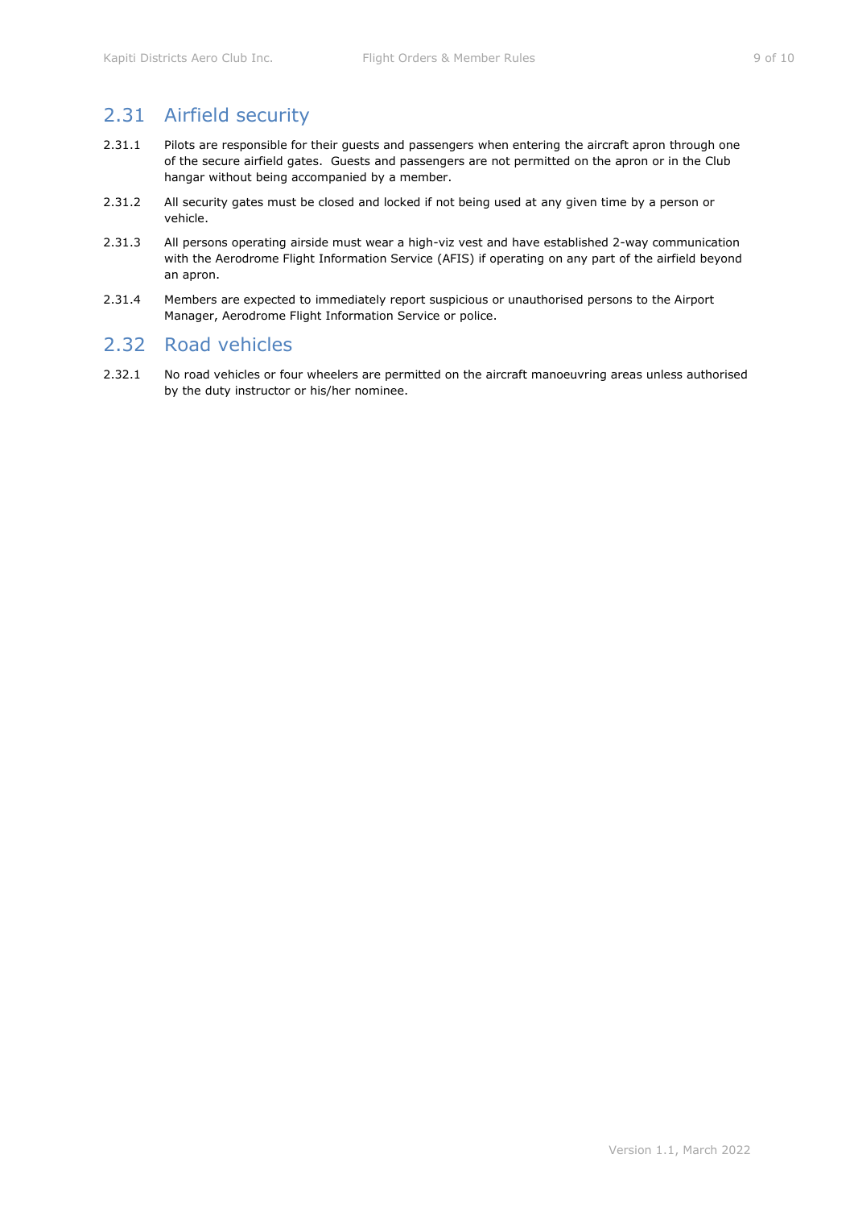## 2.31 Airfield security

2.31.1 Pilots are responsible for their guests and passengers when entering the aircraft apron through one of the secure airfield gates. Guests and passengers are not permitted on the apron or in the Club hangar without being accompanied by a member.

2.31.2 All security gates must be closed and locked if not being used at any given time by a person or vehicle.

2.31.3 All persons operating airside must wear a high-viz vest and have established 2-way communication with the Aerodrome Flight Information Service (AFIS) if operating on any part of the airfield beyond an apron.

2.31.4 Members are expected to immediately report suspicious or unauthorised persons to the Airport Manager, Aerodrome Flight Information Service or police.

## 2.32 Road vehicles

2.32.1 No road vehicles or four wheelers are permitted on the aircraft manoeuvring areas unless authorised by the duty instructor or his/her nominee.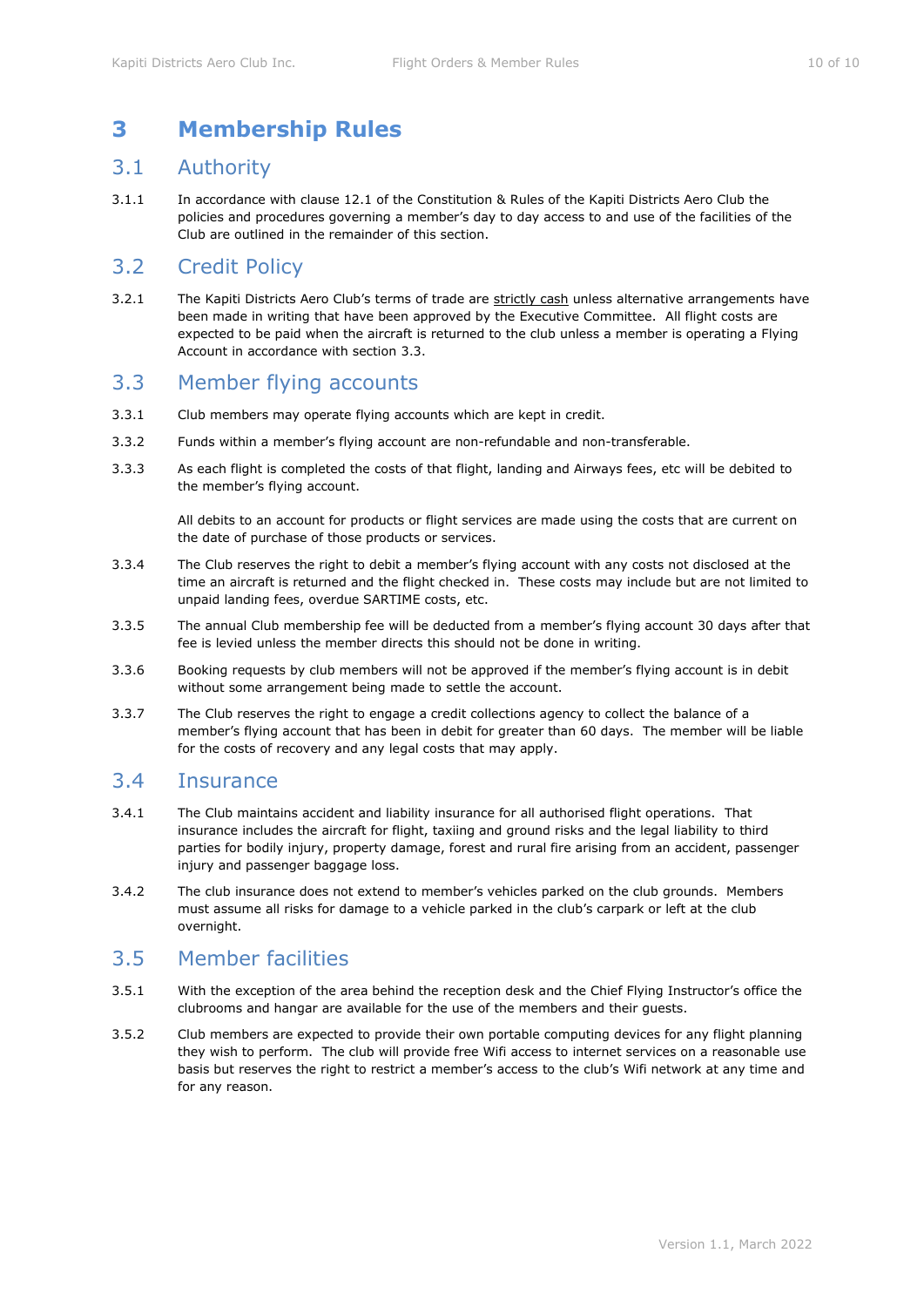# 3 Membership Rules

## 3.1 Authority

3.1.1 In accordance with clause 12.1 of the Constitution & Rules of the Kapiti Districts Aero Club the policies and procedures governing a member's day to day access to and use of the facilities of the Club are outlined in the remainder of this section.

## 3.2 Credit Policy

3.2.1 The Kapiti Districts Aero Club's terms of trade are strictly cash unless alternative arrangements have been made in writing that have been approved by the Executive Committee. All flight costs are expected to be paid when the aircraft is returned to the club unless a member is operating a Flying Account in accordance with section 3.3.

## 3.3 Member flying accounts

3.3.1 Club members may operate flying accounts which are kept in credit.

3.3.2 Funds within a member's flying account are non-refundable and non-transferable.

3.3.3 As each flight is completed the costs of that flight, landing and Airways fees, etc will be debited to the member's flying account.

All debits to an account for products or flight services are made using the costs that are current on the date of purchase of those products or services.

3.3.4 The Club reserves the right to debit a member's flying account with any costs not disclosed at the time an aircraft is returned and the flight checked in. These costs may include but are not limited to unpaid landing fees, overdue SARTIME costs, etc.

3.3.5 The annual Club membership fee will be deducted from a member's flying account 30 days after that fee is levied unless the member directs this should not be done in writing.

3.3.6 Booking requests by club members will not be approved if the member's flying account is in debit without some arrangement being made to settle the account.

3.3.7 The Club reserves the right to engage a credit collections agency to collect the balance of a member's flying account that has been in debit for greater than 60 days. The member will be liable for the costs of recovery and any legal costs that may apply.

## 3.4 Insurance

3.4.1 The Club maintains accident and liability insurance for all authorised flight operations. That insurance includes the aircraft for flight, taxiing and ground risks and the legal liability to third parties for bodily injury, property damage, forest and rural fire arising from an accident, passenger injury and passenger baggage loss.

3.4.2 The club insurance does not extend to member's vehicles parked on the club grounds. Members must assume all risks for damage to a vehicle parked in the club's carpark or left at the club overnight.

## 3.5 Member facilities

3.5.1 With the exception of the area behind the reception desk and the Chief Flying Instructor's office the clubrooms and hangar are available for the use of the members and their guests.

3.5.2 Club members are expected to provide their own portable computing devices for any flight planning they wish to perform. The club will provide free Wifi access to internet services on a reasonable use basis but reserves the right to restrict a member's access to the club's Wifi network at any time and for any reason.